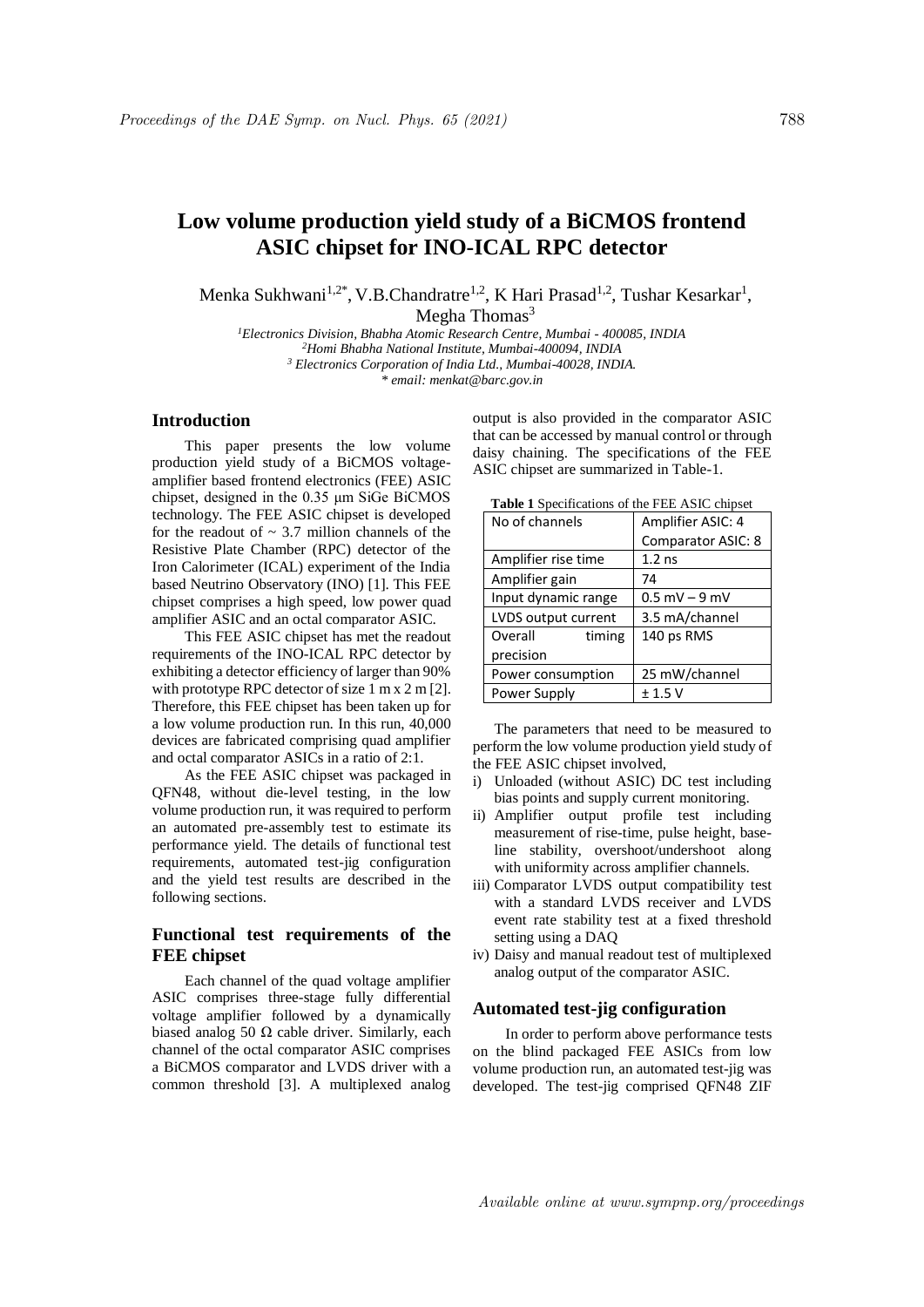# Low volume production yield study of a BiCMOS frontend ASIC chipset for INO-ICAL RPC detector

Menka Sukhwani[1,2*], V.B.Chandratre[1,2], K Hari Prasad[1,2], Tushar Kesarkar[1], Megha Thomas[3]

*[1]Electronics Division, Bhabha Atomic Research Centre, Mumbai - 400085, INDIA*
*[2]Homi Bhabha National Institute, Mumbai-400094, INDIA*
*[3] Electronics Corporation of India Ltd., Mumbai-40028, INDIA.*
*\* email: menkat@barc.gov.in*

## Introduction

This paper presents the low volume production yield study of a BiCMOS voltage-amplifier based frontend electronics (FEE) ASIC chipset, designed in the 0.35 µm SiGe BiCMOS technology. The FEE ASIC chipset is developed for the readout of ~ 3.7 million channels of the Resistive Plate Chamber (RPC) detector of the Iron Calorimeter (ICAL) experiment of the India based Neutrino Observatory (INO) [1]. This FEE chipset comprises a high speed, low power quad amplifier ASIC and an octal comparator ASIC.

This FEE ASIC chipset has met the readout requirements of the INO-ICAL RPC detector by exhibiting a detector efficiency of larger than 90% with prototype RPC detector of size 1 m x 2 m [2]. Therefore, this FEE chipset has been taken up for a low volume production run. In this run, 40,000 devices are fabricated comprising quad amplifier and octal comparator ASICs in a ratio of 2:1.

As the FEE ASIC chipset was packaged in QFN48, without die-level testing, in the low volume production run, it was required to perform an automated pre-assembly test to estimate its performance yield. The details of functional test requirements, automated test-jig configuration and the yield test results are described in the following sections.

## Functional test requirements of the FEE chipset

Each channel of the quad voltage amplifier ASIC comprises three-stage fully differential voltage amplifier followed by a dynamically biased analog 50 Ω cable driver. Similarly, each channel of the octal comparator ASIC comprises a BiCMOS comparator and LVDS driver with a common threshold [3]. A multiplexed analog output is also provided in the comparator ASIC that can be accessed by manual control or through daisy chaining. The specifications of the FEE ASIC chipset are summarized in Table-1.

**Table 1** Specifications of the FEE ASIC chipset

| No of channels | Amplifier ASIC: 4<br>Comparator ASIC: 8 |
|---|---|
| Amplifier rise time | 1.2 ns |
| Amplifier gain | 74 |
| Input dynamic range | 0.5 mV – 9 mV |
| LVDS output current | 3.5 mA/channel |
| Overall timing precision | 140 ps RMS |
| Power consumption | 25 mW/channel |
| Power Supply | ± 1.5 V |

The parameters that need to be measured to perform the low volume production yield study of the FEE ASIC chipset involved,

i) Unloaded (without ASIC) DC test including bias points and supply current monitoring.
ii) Amplifier output profile test including measurement of rise-time, pulse height, base-line stability, overshoot/undershoot along with uniformity across amplifier channels.
iii) Comparator LVDS output compatibility test with a standard LVDS receiver and LVDS event rate stability test at a fixed threshold setting using a DAQ
iv) Daisy and manual readout test of multiplexed analog output of the comparator ASIC.

## Automated test-jig configuration

In order to perform above performance tests on the blind packaged FEE ASICs from low volume production run, an automated test-jig was developed. The test-jig comprised QFN48 ZIF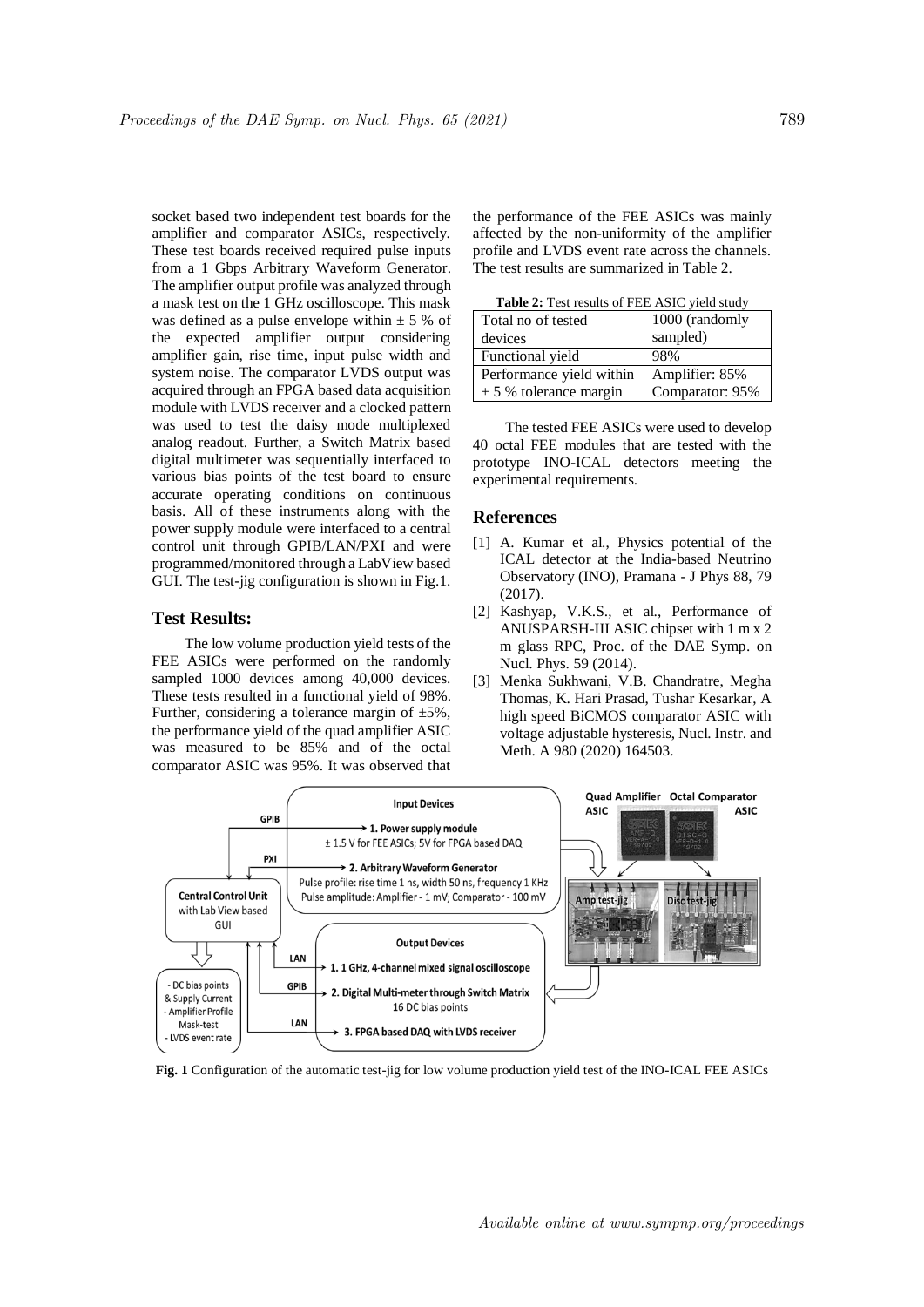socket based two independent test boards for the amplifier and comparator ASICs, respectively. These test boards received required pulse inputs from a 1 Gbps Arbitrary Waveform Generator. The amplifier output profile was analyzed through a mask test on the 1 GHz oscilloscope. This mask was defined as a pulse envelope within ± 5 % of the expected amplifier output considering amplifier gain, rise time, input pulse width and system noise. The comparator LVDS output was acquired through an FPGA based data acquisition module with LVDS receiver and a clocked pattern was used to test the daisy mode multiplexed analog readout. Further, a Switch Matrix based digital multimeter was sequentially interfaced to various bias points of the test board to ensure accurate operating conditions on continuous basis. All of these instruments along with the power supply module were interfaced to a central control unit through GPIB/LAN/PXI and were programmed/monitored through a LabView based GUI. The test-jig configuration is shown in Fig.1.

## Test Results:

The low volume production yield tests of the FEE ASICs were performed on the randomly sampled 1000 devices among 40,000 devices. These tests resulted in a functional yield of 98%. Further, considering a tolerance margin of ±5%, the performance yield of the quad amplifier ASIC was measured to be 85% and of the octal comparator ASIC was 95%. It was observed that the performance of the FEE ASICs was mainly affected by the non-uniformity of the amplifier profile and LVDS event rate across the channels. The test results are summarized in Table 2.

**Table 2:** Test results of FEE ASIC yield study

| | |
|---|---|
| Total no of tested devices | 1000 (randomly sampled) |
| Functional yield | 98% |
| Performance yield within ± 5 % tolerance margin | Amplifier: 85%<br>Comparator: 95% |

The tested FEE ASICs were used to develop 40 octal FEE modules that are tested with the prototype INO-ICAL detectors meeting the experimental requirements.

## References

[1] A. Kumar et al., Physics potential of the ICAL detector at the India-based Neutrino Observatory (INO), Pramana - J Phys 88, 79 (2017).

[2] Kashyap, V.K.S., et al., Performance of ANUSPARSH-III ASIC chipset with 1 m x 2 m glass RPC, Proc. of the DAE Symp. on Nucl. Phys. 59 (2014).

[3] Menka Sukhwani, V.B. Chandratre, Megha Thomas, K. Hari Prasad, Tushar Kesarkar, A high speed BiCMOS comparator ASIC with voltage adjustable hysteresis, Nucl. Instr. and Meth. A 980 (2020) 164503.

Input Devices
GPIB
1. Power supply module
± 1.5 V for FEE ASICs; 5V for FPGA based DAQ
PXI
2. Arbitrary Waveform Generator
Pulse profile: rise time 1 ns, width 50 ns, frequency 1 KHz
Pulse amplitude: Amplifier - 1 mV; Comparator - 100 mV
Central Control Unit with Lab View based GUI
Quad Amplifier ASIC
Octal Comparator ASIC
Amp test-jig
Disc test-jig
Output Devices
LAN
1. 1 GHz, 4-channel mixed signal oscilloscope
GPIB
2. Digital Multi-meter through Switch Matrix
16 DC bias points
LAN
3. FPGA based DAQ with LVDS receiver
- DC bias points & Supply Current
- Amplifier Profile Mask-test
- LVDS event rate

**Fig. 1** Configuration of the automatic test-jig for low volume production yield test of the INO-ICAL FEE ASICs